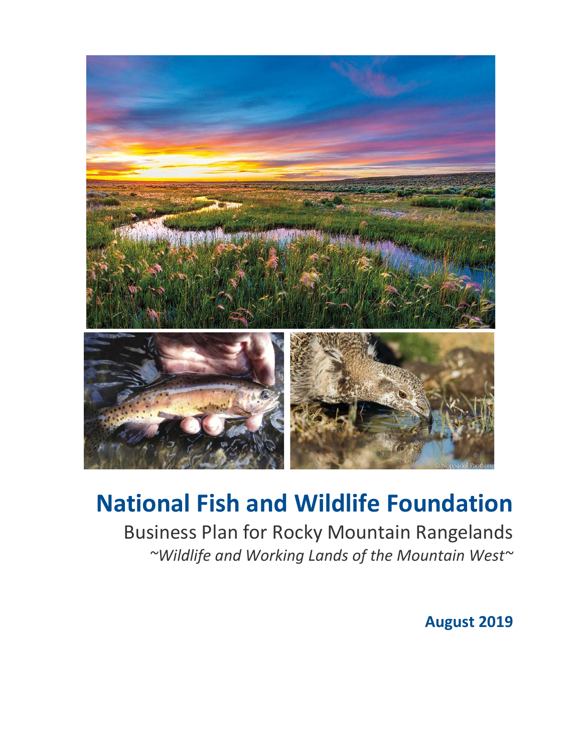# National Fish and Wildlife Foundation

Business Plan for Rocky Mountain Rangelands

*~Wildlife and Working Lands of the Mountain West~*

**August 2019**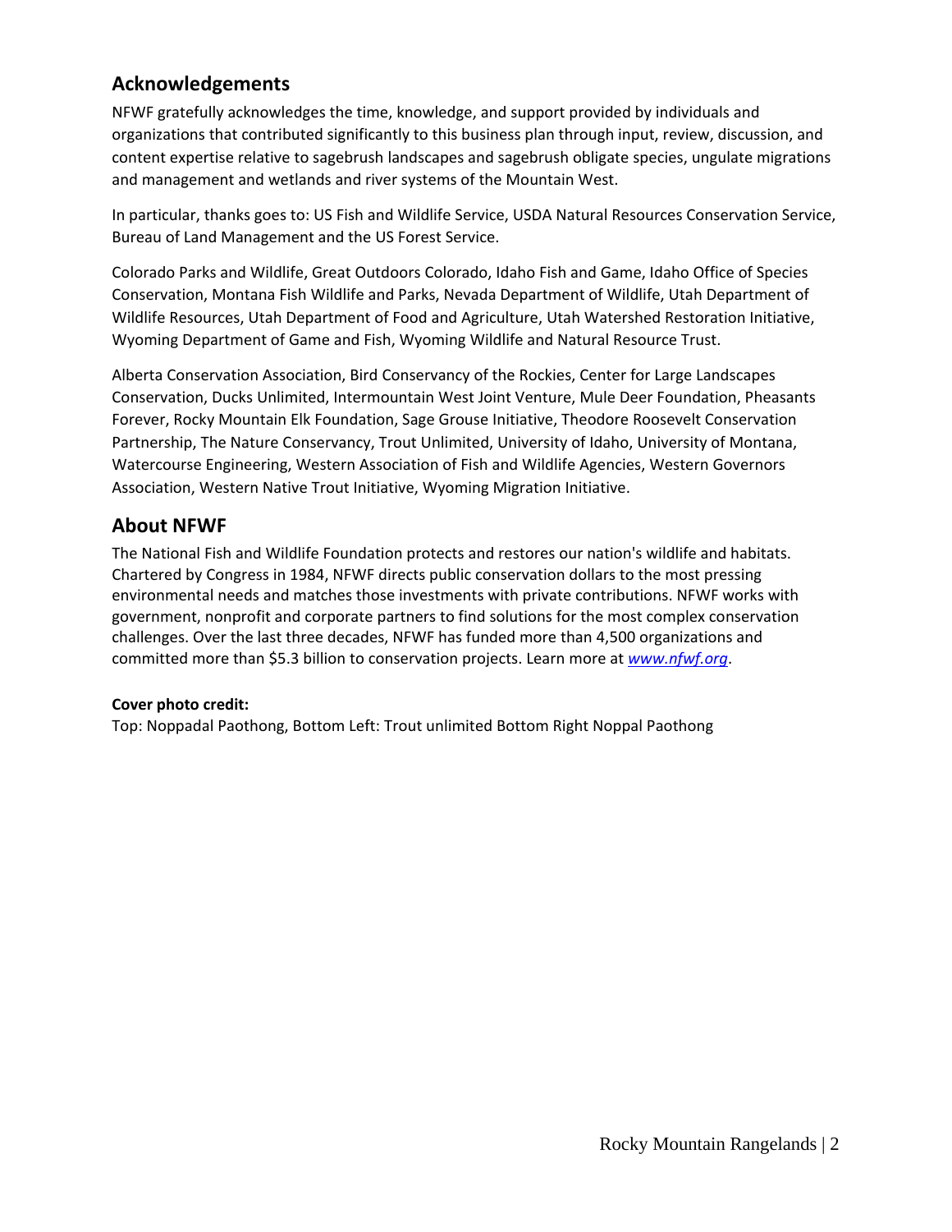## Acknowledgements

NFWF gratefully acknowledges the time, knowledge, and support provided by individuals and organizations that contributed significantly to this business plan through input, review, discussion, and content expertise relative to sagebrush landscapes and sagebrush obligate species, ungulate migrations and management and wetlands and river systems of the Mountain West.

In particular, thanks goes to: US Fish and Wildlife Service, USDA Natural Resources Conservation Service, Bureau of Land Management and the US Forest Service.

Colorado Parks and Wildlife, Great Outdoors Colorado, Idaho Fish and Game, Idaho Office of Species Conservation, Montana Fish Wildlife and Parks, Nevada Department of Wildlife, Utah Department of Wildlife Resources, Utah Department of Food and Agriculture, Utah Watershed Restoration Initiative, Wyoming Department of Game and Fish, Wyoming Wildlife and Natural Resource Trust.

Alberta Conservation Association, Bird Conservancy of the Rockies, Center for Large Landscapes Conservation, Ducks Unlimited, Intermountain West Joint Venture, Mule Deer Foundation, Pheasants Forever, Rocky Mountain Elk Foundation, Sage Grouse Initiative, Theodore Roosevelt Conservation Partnership, The Nature Conservancy, Trout Unlimited, University of Idaho, University of Montana, Watercourse Engineering, Western Association of Fish and Wildlife Agencies, Western Governors Association, Western Native Trout Initiative, Wyoming Migration Initiative.

## About NFWF

The National Fish and Wildlife Foundation protects and restores our nation's wildlife and habitats. Chartered by Congress in 1984, NFWF directs public conservation dollars to the most pressing environmental needs and matches those investments with private contributions. NFWF works with government, nonprofit and corporate partners to find solutions for the most complex conservation challenges. Over the last three decades, NFWF has funded more than 4,500 organizations and committed more than $5.3 billion to conservation projects. Learn more at *www.nfwf.org*.

**Cover photo credit:**
Top: Noppadal Paothong, Bottom Left: Trout unlimited Bottom Right Noppal Paothong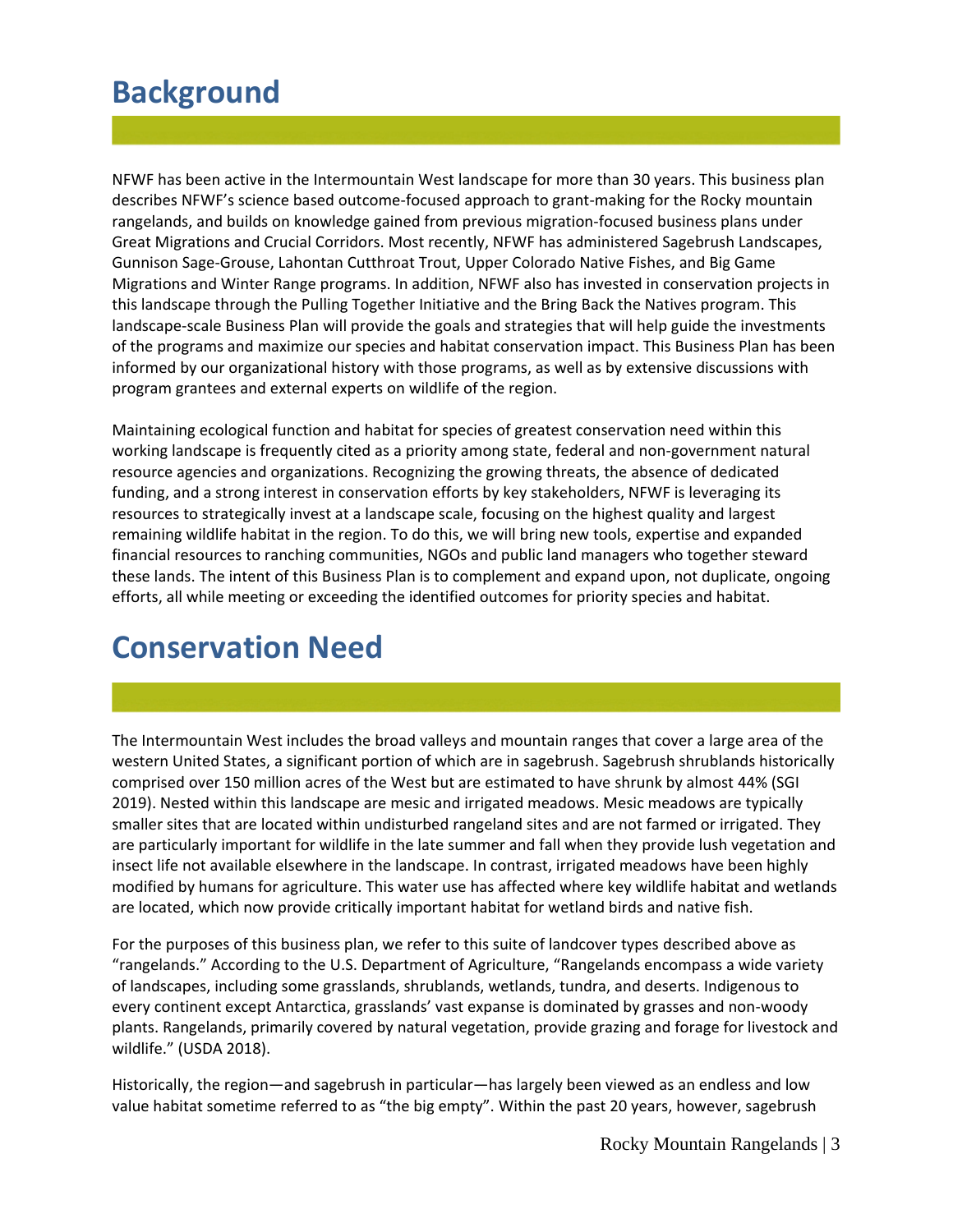# Background

NFWF has been active in the Intermountain West landscape for more than 30 years. This business plan describes NFWF's science based outcome-focused approach to grant-making for the Rocky mountain rangelands, and builds on knowledge gained from previous migration-focused business plans under Great Migrations and Crucial Corridors. Most recently, NFWF has administered Sagebrush Landscapes, Gunnison Sage-Grouse, Lahontan Cutthroat Trout, Upper Colorado Native Fishes, and Big Game Migrations and Winter Range programs. In addition, NFWF also has invested in conservation projects in this landscape through the Pulling Together Initiative and the Bring Back the Natives program. This landscape-scale Business Plan will provide the goals and strategies that will help guide the investments of the programs and maximize our species and habitat conservation impact. This Business Plan has been informed by our organizational history with those programs, as well as by extensive discussions with program grantees and external experts on wildlife of the region.

Maintaining ecological function and habitat for species of greatest conservation need within this working landscape is frequently cited as a priority among state, federal and non-government natural resource agencies and organizations. Recognizing the growing threats, the absence of dedicated funding, and a strong interest in conservation efforts by key stakeholders, NFWF is leveraging its resources to strategically invest at a landscape scale, focusing on the highest quality and largest remaining wildlife habitat in the region. To do this, we will bring new tools, expertise and expanded financial resources to ranching communities, NGOs and public land managers who together steward these lands. The intent of this Business Plan is to complement and expand upon, not duplicate, ongoing efforts, all while meeting or exceeding the identified outcomes for priority species and habitat.

# Conservation Need

The Intermountain West includes the broad valleys and mountain ranges that cover a large area of the western United States, a significant portion of which are in sagebrush. Sagebrush shrublands historically comprised over 150 million acres of the West but are estimated to have shrunk by almost 44% (SGI 2019). Nested within this landscape are mesic and irrigated meadows. Mesic meadows are typically smaller sites that are located within undisturbed rangeland sites and are not farmed or irrigated. They are particularly important for wildlife in the late summer and fall when they provide lush vegetation and insect life not available elsewhere in the landscape. In contrast, irrigated meadows have been highly modified by humans for agriculture. This water use has affected where key wildlife habitat and wetlands are located, which now provide critically important habitat for wetland birds and native fish.

For the purposes of this business plan, we refer to this suite of landcover types described above as "rangelands." According to the U.S. Department of Agriculture, "Rangelands encompass a wide variety of landscapes, including some grasslands, shrublands, wetlands, tundra, and deserts. Indigenous to every continent except Antarctica, grasslands' vast expanse is dominated by grasses and non-woody plants. Rangelands, primarily covered by natural vegetation, provide grazing and forage for livestock and wildlife." (USDA 2018).

Historically, the region—and sagebrush in particular—has largely been viewed as an endless and low value habitat sometime referred to as "the big empty". Within the past 20 years, however, sagebrush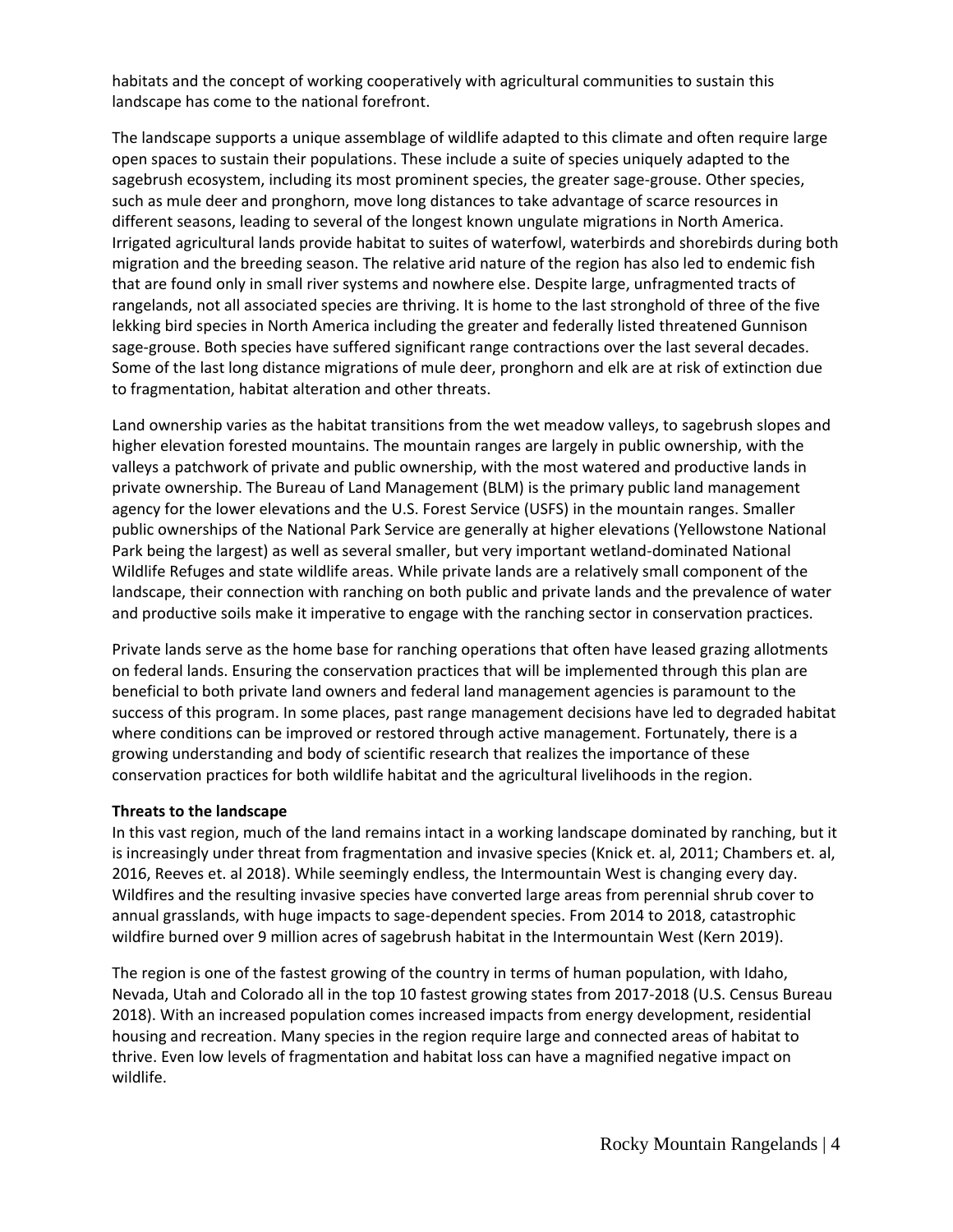habitats and the concept of working cooperatively with agricultural communities to sustain this landscape has come to the national forefront.

The landscape supports a unique assemblage of wildlife adapted to this climate and often require large open spaces to sustain their populations. These include a suite of species uniquely adapted to the sagebrush ecosystem, including its most prominent species, the greater sage-grouse. Other species, such as mule deer and pronghorn, move long distances to take advantage of scarce resources in different seasons, leading to several of the longest known ungulate migrations in North America. Irrigated agricultural lands provide habitat to suites of waterfowl, waterbirds and shorebirds during both migration and the breeding season. The relative arid nature of the region has also led to endemic fish that are found only in small river systems and nowhere else. Despite large, unfragmented tracts of rangelands, not all associated species are thriving. It is home to the last stronghold of three of the five lekking bird species in North America including the greater and federally listed threatened Gunnison sage-grouse. Both species have suffered significant range contractions over the last several decades. Some of the last long distance migrations of mule deer, pronghorn and elk are at risk of extinction due to fragmentation, habitat alteration and other threats.

Land ownership varies as the habitat transitions from the wet meadow valleys, to sagebrush slopes and higher elevation forested mountains. The mountain ranges are largely in public ownership, with the valleys a patchwork of private and public ownership, with the most watered and productive lands in private ownership. The Bureau of Land Management (BLM) is the primary public land management agency for the lower elevations and the U.S. Forest Service (USFS) in the mountain ranges. Smaller public ownerships of the National Park Service are generally at higher elevations (Yellowstone National Park being the largest) as well as several smaller, but very important wetland-dominated National Wildlife Refuges and state wildlife areas. While private lands are a relatively small component of the landscape, their connection with ranching on both public and private lands and the prevalence of water and productive soils make it imperative to engage with the ranching sector in conservation practices.

Private lands serve as the home base for ranching operations that often have leased grazing allotments on federal lands. Ensuring the conservation practices that will be implemented through this plan are beneficial to both private land owners and federal land management agencies is paramount to the success of this program. In some places, past range management decisions have led to degraded habitat where conditions can be improved or restored through active management. Fortunately, there is a growing understanding and body of scientific research that realizes the importance of these conservation practices for both wildlife habitat and the agricultural livelihoods in the region.

**Threats to the landscape**

In this vast region, much of the land remains intact in a working landscape dominated by ranching, but it is increasingly under threat from fragmentation and invasive species (Knick et. al, 2011; Chambers et. al, 2016, Reeves et. al 2018). While seemingly endless, the Intermountain West is changing every day. Wildfires and the resulting invasive species have converted large areas from perennial shrub cover to annual grasslands, with huge impacts to sage-dependent species. From 2014 to 2018, catastrophic wildfire burned over 9 million acres of sagebrush habitat in the Intermountain West (Kern 2019).

The region is one of the fastest growing of the country in terms of human population, with Idaho, Nevada, Utah and Colorado all in the top 10 fastest growing states from 2017-2018 (U.S. Census Bureau 2018). With an increased population comes increased impacts from energy development, residential housing and recreation. Many species in the region require large and connected areas of habitat to thrive. Even low levels of fragmentation and habitat loss can have a magnified negative impact on wildlife.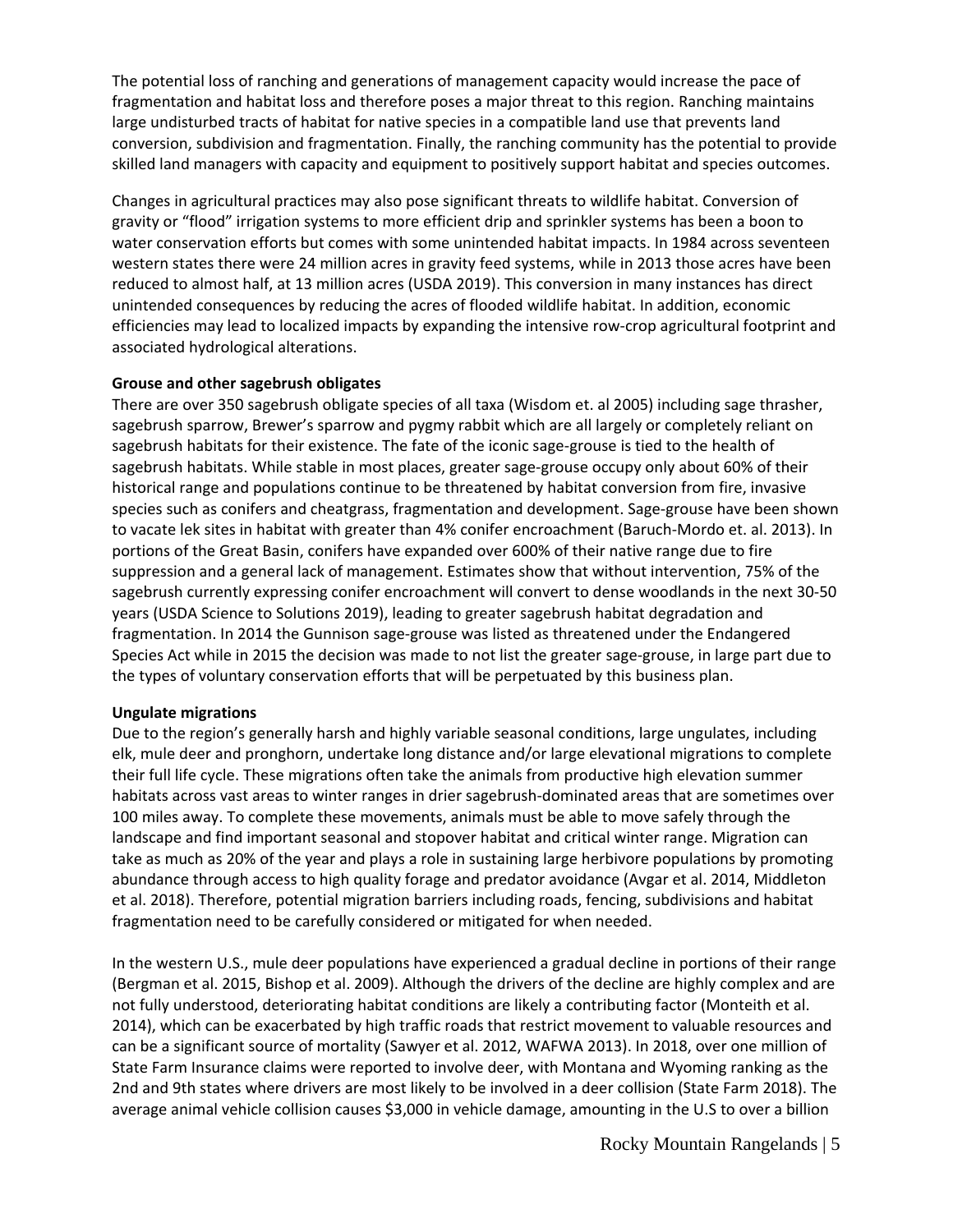The potential loss of ranching and generations of management capacity would increase the pace of fragmentation and habitat loss and therefore poses a major threat to this region. Ranching maintains large undisturbed tracts of habitat for native species in a compatible land use that prevents land conversion, subdivision and fragmentation. Finally, the ranching community has the potential to provide skilled land managers with capacity and equipment to positively support habitat and species outcomes.

Changes in agricultural practices may also pose significant threats to wildlife habitat. Conversion of gravity or "flood" irrigation systems to more efficient drip and sprinkler systems has been a boon to water conservation efforts but comes with some unintended habitat impacts. In 1984 across seventeen western states there were 24 million acres in gravity feed systems, while in 2013 those acres have been reduced to almost half, at 13 million acres (USDA 2019). This conversion in many instances has direct unintended consequences by reducing the acres of flooded wildlife habitat. In addition, economic efficiencies may lead to localized impacts by expanding the intensive row-crop agricultural footprint and associated hydrological alterations.

**Grouse and other sagebrush obligates**

There are over 350 sagebrush obligate species of all taxa (Wisdom et. al 2005) including sage thrasher, sagebrush sparrow, Brewer's sparrow and pygmy rabbit which are all largely or completely reliant on sagebrush habitats for their existence. The fate of the iconic sage-grouse is tied to the health of sagebrush habitats. While stable in most places, greater sage-grouse occupy only about 60% of their historical range and populations continue to be threatened by habitat conversion from fire, invasive species such as conifers and cheatgrass, fragmentation and development. Sage-grouse have been shown to vacate lek sites in habitat with greater than 4% conifer encroachment (Baruch-Mordo et. al. 2013). In portions of the Great Basin, conifers have expanded over 600% of their native range due to fire suppression and a general lack of management. Estimates show that without intervention, 75% of the sagebrush currently expressing conifer encroachment will convert to dense woodlands in the next 30-50 years (USDA Science to Solutions 2019), leading to greater sagebrush habitat degradation and fragmentation. In 2014 the Gunnison sage-grouse was listed as threatened under the Endangered Species Act while in 2015 the decision was made to not list the greater sage-grouse, in large part due to the types of voluntary conservation efforts that will be perpetuated by this business plan.

**Ungulate migrations**

Due to the region's generally harsh and highly variable seasonal conditions, large ungulates, including elk, mule deer and pronghorn, undertake long distance and/or large elevational migrations to complete their full life cycle. These migrations often take the animals from productive high elevation summer habitats across vast areas to winter ranges in drier sagebrush-dominated areas that are sometimes over 100 miles away. To complete these movements, animals must be able to move safely through the landscape and find important seasonal and stopover habitat and critical winter range. Migration can take as much as 20% of the year and plays a role in sustaining large herbivore populations by promoting abundance through access to high quality forage and predator avoidance (Avgar et al. 2014, Middleton et al. 2018). Therefore, potential migration barriers including roads, fencing, subdivisions and habitat fragmentation need to be carefully considered or mitigated for when needed.

In the western U.S., mule deer populations have experienced a gradual decline in portions of their range (Bergman et al. 2015, Bishop et al. 2009). Although the drivers of the decline are highly complex and are not fully understood, deteriorating habitat conditions are likely a contributing factor (Monteith et al. 2014), which can be exacerbated by high traffic roads that restrict movement to valuable resources and can be a significant source of mortality (Sawyer et al. 2012, WAFWA 2013). In 2018, over one million of State Farm Insurance claims were reported to involve deer, with Montana and Wyoming ranking as the 2nd and 9th states where drivers are most likely to be involved in a deer collision (State Farm 2018). The average animal vehicle collision causes $3,000 in vehicle damage, amounting in the U.S to over a billion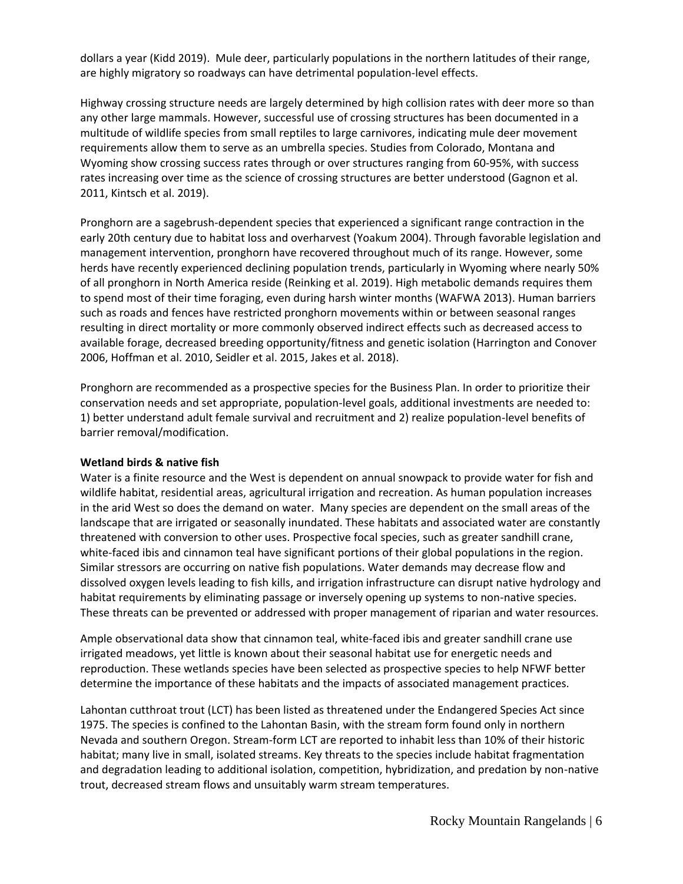dollars a year (Kidd 2019). Mule deer, particularly populations in the northern latitudes of their range, are highly migratory so roadways can have detrimental population-level effects.

Highway crossing structure needs are largely determined by high collision rates with deer more so than any other large mammals. However, successful use of crossing structures has been documented in a multitude of wildlife species from small reptiles to large carnivores, indicating mule deer movement requirements allow them to serve as an umbrella species. Studies from Colorado, Montana and Wyoming show crossing success rates through or over structures ranging from 60-95%, with success rates increasing over time as the science of crossing structures are better understood (Gagnon et al. 2011, Kintsch et al. 2019).

Pronghorn are a sagebrush-dependent species that experienced a significant range contraction in the early 20th century due to habitat loss and overharvest (Yoakum 2004). Through favorable legislation and management intervention, pronghorn have recovered throughout much of its range. However, some herds have recently experienced declining population trends, particularly in Wyoming where nearly 50% of all pronghorn in North America reside (Reinking et al. 2019). High metabolic demands requires them to spend most of their time foraging, even during harsh winter months (WAFWA 2013). Human barriers such as roads and fences have restricted pronghorn movements within or between seasonal ranges resulting in direct mortality or more commonly observed indirect effects such as decreased access to available forage, decreased breeding opportunity/fitness and genetic isolation (Harrington and Conover 2006, Hoffman et al. 2010, Seidler et al. 2015, Jakes et al. 2018).

Pronghorn are recommended as a prospective species for the Business Plan. In order to prioritize their conservation needs and set appropriate, population-level goals, additional investments are needed to: 1) better understand adult female survival and recruitment and 2) realize population-level benefits of barrier removal/modification.

**Wetland birds & native fish**

Water is a finite resource and the West is dependent on annual snowpack to provide water for fish and wildlife habitat, residential areas, agricultural irrigation and recreation. As human population increases in the arid West so does the demand on water. Many species are dependent on the small areas of the landscape that are irrigated or seasonally inundated. These habitats and associated water are constantly threatened with conversion to other uses. Prospective focal species, such as greater sandhill crane, white-faced ibis and cinnamon teal have significant portions of their global populations in the region. Similar stressors are occurring on native fish populations. Water demands may decrease flow and dissolved oxygen levels leading to fish kills, and irrigation infrastructure can disrupt native hydrology and habitat requirements by eliminating passage or inversely opening up systems to non-native species. These threats can be prevented or addressed with proper management of riparian and water resources.

Ample observational data show that cinnamon teal, white-faced ibis and greater sandhill crane use irrigated meadows, yet little is known about their seasonal habitat use for energetic needs and reproduction. These wetlands species have been selected as prospective species to help NFWF better determine the importance of these habitats and the impacts of associated management practices.

Lahontan cutthroat trout (LCT) has been listed as threatened under the Endangered Species Act since 1975. The species is confined to the Lahontan Basin, with the stream form found only in northern Nevada and southern Oregon. Stream-form LCT are reported to inhabit less than 10% of their historic habitat; many live in small, isolated streams. Key threats to the species include habitat fragmentation and degradation leading to additional isolation, competition, hybridization, and predation by non-native trout, decreased stream flows and unsuitably warm stream temperatures.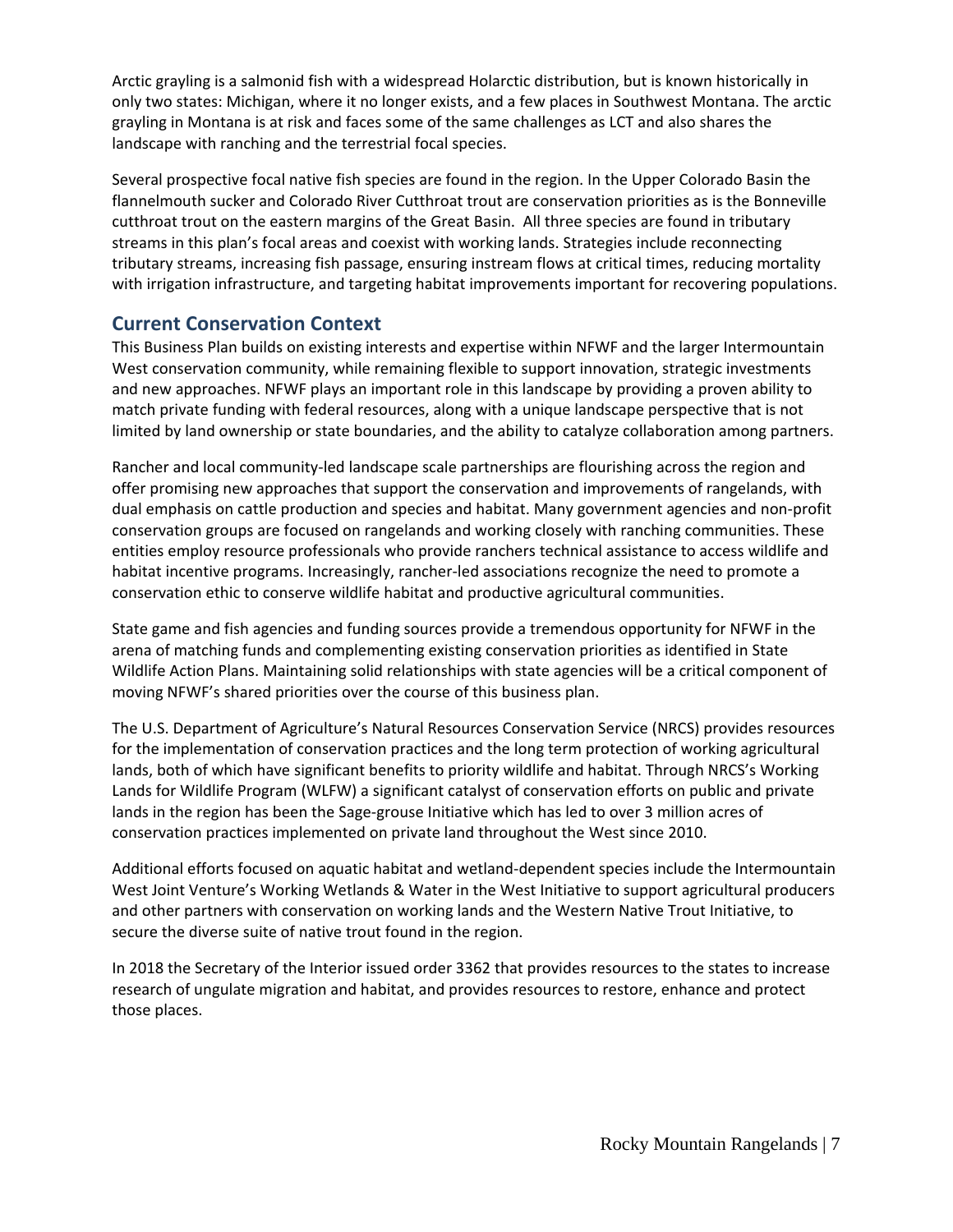Arctic grayling is a salmonid fish with a widespread Holarctic distribution, but is known historically in only two states: Michigan, where it no longer exists, and a few places in Southwest Montana. The arctic grayling in Montana is at risk and faces some of the same challenges as LCT and also shares the landscape with ranching and the terrestrial focal species.

Several prospective focal native fish species are found in the region. In the Upper Colorado Basin the flannelmouth sucker and Colorado River Cutthroat trout are conservation priorities as is the Bonneville cutthroat trout on the eastern margins of the Great Basin. All three species are found in tributary streams in this plan's focal areas and coexist with working lands. Strategies include reconnecting tributary streams, increasing fish passage, ensuring instream flows at critical times, reducing mortality with irrigation infrastructure, and targeting habitat improvements important for recovering populations.

## Current Conservation Context

This Business Plan builds on existing interests and expertise within NFWF and the larger Intermountain West conservation community, while remaining flexible to support innovation, strategic investments and new approaches. NFWF plays an important role in this landscape by providing a proven ability to match private funding with federal resources, along with a unique landscape perspective that is not limited by land ownership or state boundaries, and the ability to catalyze collaboration among partners.

Rancher and local community-led landscape scale partnerships are flourishing across the region and offer promising new approaches that support the conservation and improvements of rangelands, with dual emphasis on cattle production and species and habitat. Many government agencies and non-profit conservation groups are focused on rangelands and working closely with ranching communities. These entities employ resource professionals who provide ranchers technical assistance to access wildlife and habitat incentive programs. Increasingly, rancher-led associations recognize the need to promote a conservation ethic to conserve wildlife habitat and productive agricultural communities.

State game and fish agencies and funding sources provide a tremendous opportunity for NFWF in the arena of matching funds and complementing existing conservation priorities as identified in State Wildlife Action Plans. Maintaining solid relationships with state agencies will be a critical component of moving NFWF's shared priorities over the course of this business plan.

The U.S. Department of Agriculture's Natural Resources Conservation Service (NRCS) provides resources for the implementation of conservation practices and the long term protection of working agricultural lands, both of which have significant benefits to priority wildlife and habitat. Through NRCS's Working Lands for Wildlife Program (WLFW) a significant catalyst of conservation efforts on public and private lands in the region has been the Sage-grouse Initiative which has led to over 3 million acres of conservation practices implemented on private land throughout the West since 2010.

Additional efforts focused on aquatic habitat and wetland-dependent species include the Intermountain West Joint Venture's Working Wetlands & Water in the West Initiative to support agricultural producers and other partners with conservation on working lands and the Western Native Trout Initiative, to secure the diverse suite of native trout found in the region.

In 2018 the Secretary of the Interior issued order 3362 that provides resources to the states to increase research of ungulate migration and habitat, and provides resources to restore, enhance and protect those places.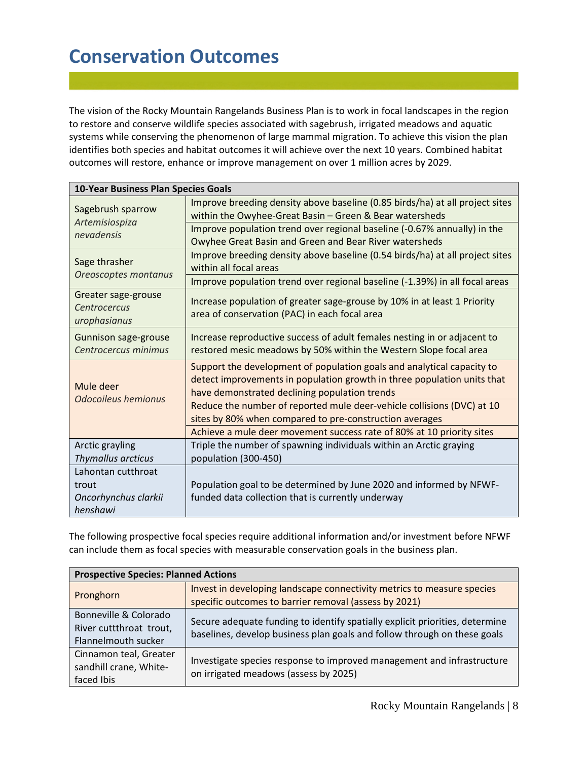# Conservation Outcomes

The vision of the Rocky Mountain Rangelands Business Plan is to work in focal landscapes in the region to restore and conserve wildlife species associated with sagebrush, irrigated meadows and aquatic systems while conserving the phenomenon of large mammal migration. To achieve this vision the plan identifies both species and habitat outcomes it will achieve over the next 10 years. Combined habitat outcomes will restore, enhance or improve management on over 1 million acres by 2029.

| **10-Year Business Plan Species Goals** | |
|---|---|
| Sagebrush sparrow *Artemisiospiza nevadensis* | Improve breeding density above baseline (0.85 birds/ha) at all project sites within the Owyhee-Great Basin – Green & Bear watersheds |
| | Improve population trend over regional baseline (-0.67% annually) in the Owyhee Great Basin and Green and Bear River watersheds |
| Sage thrasher *Oreoscoptes montanus* | Improve breeding density above baseline (0.54 birds/ha) at all project sites within all focal areas |
| | Improve population trend over regional baseline (-1.39%) in all focal areas |
| Greater sage-grouse *Centrocercus urophasianus* | Increase population of greater sage-grouse by 10% in at least 1 Priority area of conservation (PAC) in each focal area |
| Gunnison sage-grouse *Centrocercus minimus* | Increase reproductive success of adult females nesting in or adjacent to restored mesic meadows by 50% within the Western Slope focal area |
| Mule deer *Odocoileus hemionus* | Support the development of population goals and analytical capacity to detect improvements in population growth in three population units that have demonstrated declining population trends |
| | Reduce the number of reported mule deer-vehicle collisions (DVC) at 10 sites by 80% when compared to pre-construction averages |
| | Achieve a mule deer movement success rate of 80% at 10 priority sites |
| Arctic grayling *Thymallus arcticus* | Triple the number of spawning individuals within an Arctic graying population (300-450) |
| Lahontan cutthroat trout *Oncorhynchus clarkii henshawi* | Population goal to be determined by June 2020 and informed by NFWF-funded data collection that is currently underway |

The following prospective focal species require additional information and/or investment before NFWF can include them as focal species with measurable conservation goals in the business plan.

| **Prospective Species: Planned Actions** | |
|---|---|
| Pronghorn | Invest in developing landscape connectivity metrics to measure species specific outcomes to barrier removal (assess by 2021) |
| Bonneville & Colorado River cuttthroat trout, Flannelmouth sucker | Secure adequate funding to identify spatially explicit priorities, determine baselines, develop business plan goals and follow through on these goals |
| Cinnamon teal, Greater sandhill crane, White-faced Ibis | Investigate species response to improved management and infrastructure on irrigated meadows (assess by 2025) |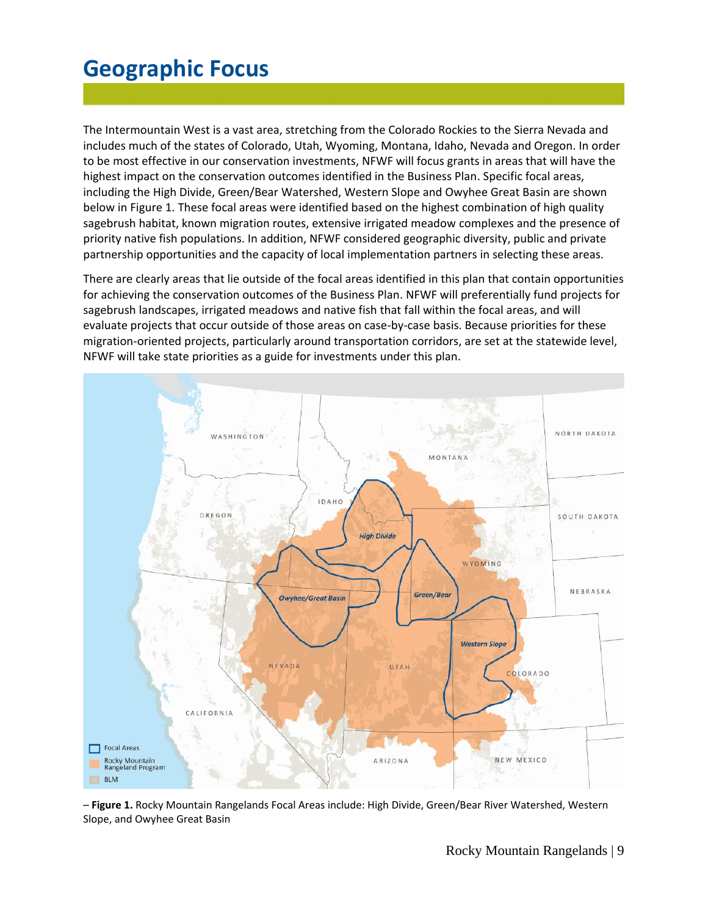# Geographic Focus

The Intermountain West is a vast area, stretching from the Colorado Rockies to the Sierra Nevada and includes much of the states of Colorado, Utah, Wyoming, Montana, Idaho, Nevada and Oregon. In order to be most effective in our conservation investments, NFWF will focus grants in areas that will have the highest impact on the conservation outcomes identified in the Business Plan. Specific focal areas, including the High Divide, Green/Bear Watershed, Western Slope and Owyhee Great Basin are shown below in Figure 1. These focal areas were identified based on the highest combination of high quality sagebrush habitat, known migration routes, extensive irrigated meadow complexes and the presence of priority native fish populations. In addition, NFWF considered geographic diversity, public and private partnership opportunities and the capacity of local implementation partners in selecting these areas.

There are clearly areas that lie outside of the focal areas identified in this plan that contain opportunities for achieving the conservation outcomes of the Business Plan. NFWF will preferentially fund projects for sagebrush landscapes, irrigated meadows and native fish that fall within the focal areas, and will evaluate projects that occur outside of those areas on case-by-case basis. Because priorities for these migration-oriented projects, particularly around transportation corridors, are set at the statewide level, NFWF will take state priorities as a guide for investments under this plan.

– **Figure 1.** Rocky Mountain Rangelands Focal Areas include: High Divide, Green/Bear River Watershed, Western Slope, and Owyhee Great Basin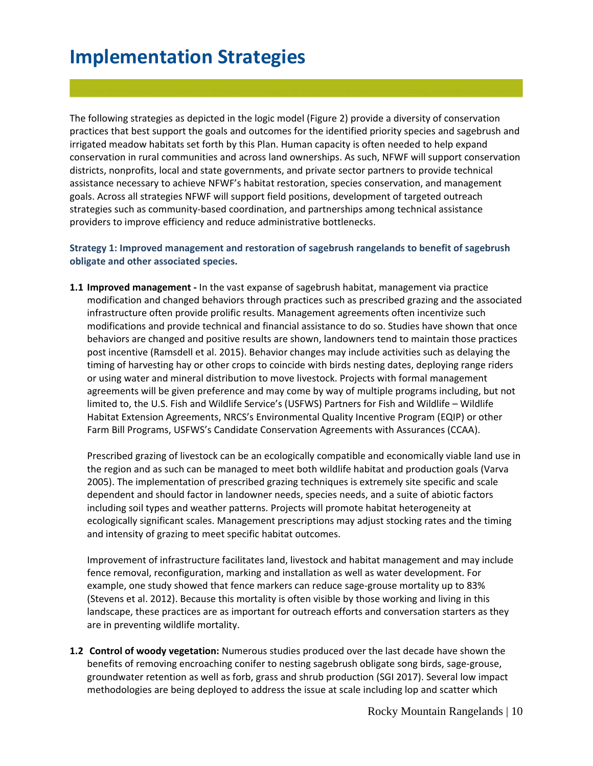# Implementation Strategies

The following strategies as depicted in the logic model (Figure 2) provide a diversity of conservation practices that best support the goals and outcomes for the identified priority species and sagebrush and irrigated meadow habitats set forth by this Plan. Human capacity is often needed to help expand conservation in rural communities and across land ownerships. As such, NFWF will support conservation districts, nonprofits, local and state governments, and private sector partners to provide technical assistance necessary to achieve NFWF's habitat restoration, species conservation, and management goals. Across all strategies NFWF will support field positions, development of targeted outreach strategies such as community-based coordination, and partnerships among technical assistance providers to improve efficiency and reduce administrative bottlenecks.

### Strategy 1: Improved management and restoration of sagebrush rangelands to benefit of sagebrush obligate and other associated species.

**1.1 Improved management -** In the vast expanse of sagebrush habitat, management via practice modification and changed behaviors through practices such as prescribed grazing and the associated infrastructure often provide prolific results. Management agreements often incentivize such modifications and provide technical and financial assistance to do so. Studies have shown that once behaviors are changed and positive results are shown, landowners tend to maintain those practices post incentive (Ramsdell et al. 2015). Behavior changes may include activities such as delaying the timing of harvesting hay or other crops to coincide with birds nesting dates, deploying range riders or using water and mineral distribution to move livestock. Projects with formal management agreements will be given preference and may come by way of multiple programs including, but not limited to, the U.S. Fish and Wildlife Service's (USFWS) Partners for Fish and Wildlife – Wildlife Habitat Extension Agreements, NRCS's Environmental Quality Incentive Program (EQIP) or other Farm Bill Programs, USFWS's Candidate Conservation Agreements with Assurances (CCAA).

Prescribed grazing of livestock can be an ecologically compatible and economically viable land use in the region and as such can be managed to meet both wildlife habitat and production goals (Varva 2005). The implementation of prescribed grazing techniques is extremely site specific and scale dependent and should factor in landowner needs, species needs, and a suite of abiotic factors including soil types and weather patterns. Projects will promote habitat heterogeneity at ecologically significant scales. Management prescriptions may adjust stocking rates and the timing and intensity of grazing to meet specific habitat outcomes.

Improvement of infrastructure facilitates land, livestock and habitat management and may include fence removal, reconfiguration, marking and installation as well as water development. For example, one study showed that fence markers can reduce sage-grouse mortality up to 83% (Stevens et al. 2012). Because this mortality is often visible by those working and living in this landscape, these practices are as important for outreach efforts and conversation starters as they are in preventing wildlife mortality.

**1.2 Control of woody vegetation:** Numerous studies produced over the last decade have shown the benefits of removing encroaching conifer to nesting sagebrush obligate song birds, sage-grouse, groundwater retention as well as forb, grass and shrub production (SGI 2017). Several low impact methodologies are being deployed to address the issue at scale including lop and scatter which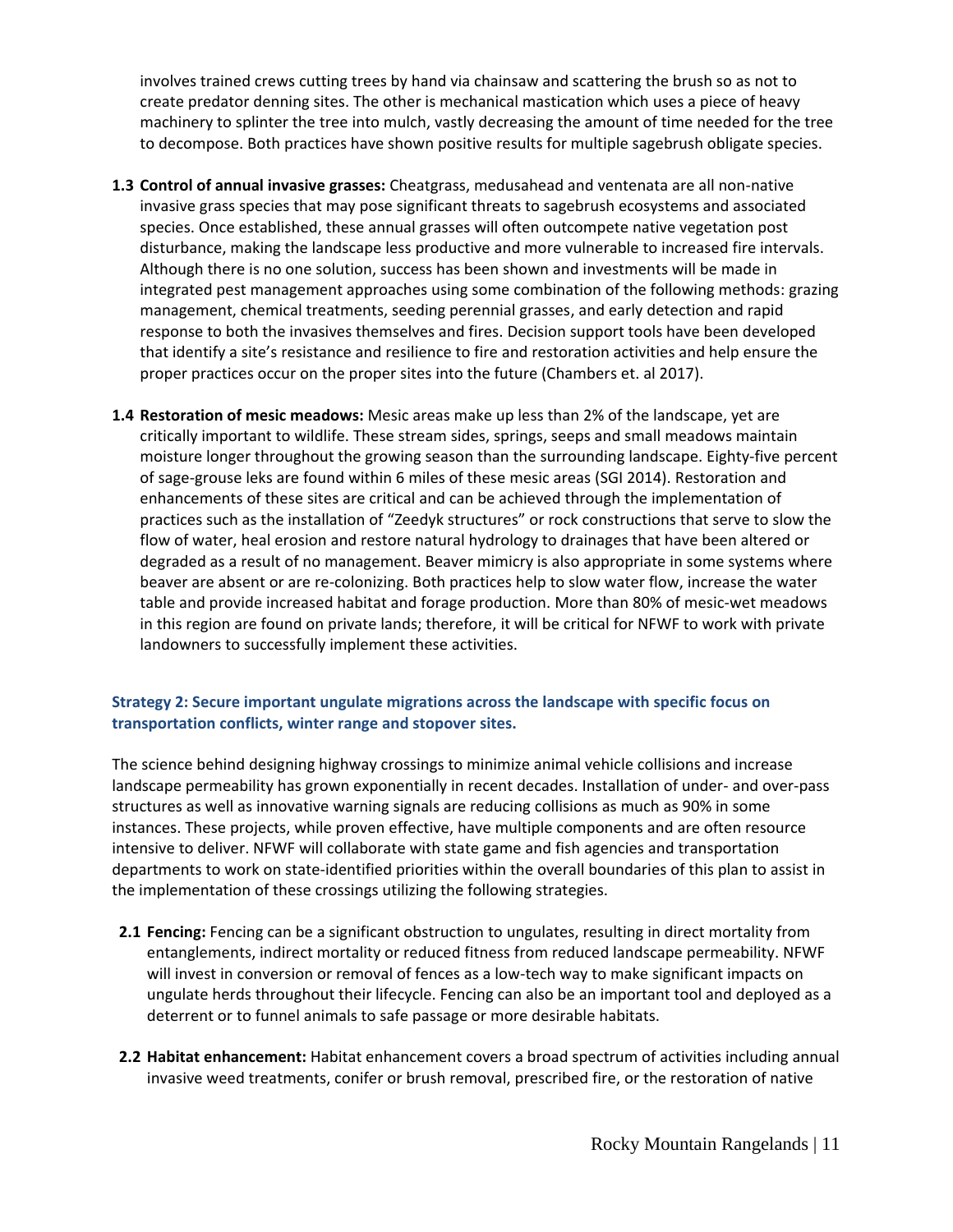involves trained crews cutting trees by hand via chainsaw and scattering the brush so as not to create predator denning sites. The other is mechanical mastication which uses a piece of heavy machinery to splinter the tree into mulch, vastly decreasing the amount of time needed for the tree to decompose. Both practices have shown positive results for multiple sagebrush obligate species.

**1.3 Control of annual invasive grasses:** Cheatgrass, medusahead and ventenata are all non-native invasive grass species that may pose significant threats to sagebrush ecosystems and associated species. Once established, these annual grasses will often outcompete native vegetation post disturbance, making the landscape less productive and more vulnerable to increased fire intervals. Although there is no one solution, success has been shown and investments will be made in integrated pest management approaches using some combination of the following methods: grazing management, chemical treatments, seeding perennial grasses, and early detection and rapid response to both the invasives themselves and fires. Decision support tools have been developed that identify a site's resistance and resilience to fire and restoration activities and help ensure the proper practices occur on the proper sites into the future (Chambers et. al 2017).

**1.4 Restoration of mesic meadows:** Mesic areas make up less than 2% of the landscape, yet are critically important to wildlife. These stream sides, springs, seeps and small meadows maintain moisture longer throughout the growing season than the surrounding landscape. Eighty-five percent of sage-grouse leks are found within 6 miles of these mesic areas (SGI 2014). Restoration and enhancements of these sites are critical and can be achieved through the implementation of practices such as the installation of "Zeedyk structures" or rock constructions that serve to slow the flow of water, heal erosion and restore natural hydrology to drainages that have been altered or degraded as a result of no management. Beaver mimicry is also appropriate in some systems where beaver are absent or are re-colonizing. Both practices help to slow water flow, increase the water table and provide increased habitat and forage production. More than 80% of mesic-wet meadows in this region are found on private lands; therefore, it will be critical for NFWF to work with private landowners to successfully implement these activities.

### Strategy 2: Secure important ungulate migrations across the landscape with specific focus on transportation conflicts, winter range and stopover sites.

The science behind designing highway crossings to minimize animal vehicle collisions and increase landscape permeability has grown exponentially in recent decades. Installation of under- and over-pass structures as well as innovative warning signals are reducing collisions as much as 90% in some instances. These projects, while proven effective, have multiple components and are often resource intensive to deliver. NFWF will collaborate with state game and fish agencies and transportation departments to work on state-identified priorities within the overall boundaries of this plan to assist in the implementation of these crossings utilizing the following strategies.

**2.1 Fencing:** Fencing can be a significant obstruction to ungulates, resulting in direct mortality from entanglements, indirect mortality or reduced fitness from reduced landscape permeability. NFWF will invest in conversion or removal of fences as a low-tech way to make significant impacts on ungulate herds throughout their lifecycle. Fencing can also be an important tool and deployed as a deterrent or to funnel animals to safe passage or more desirable habitats.

**2.2 Habitat enhancement:** Habitat enhancement covers a broad spectrum of activities including annual invasive weed treatments, conifer or brush removal, prescribed fire, or the restoration of native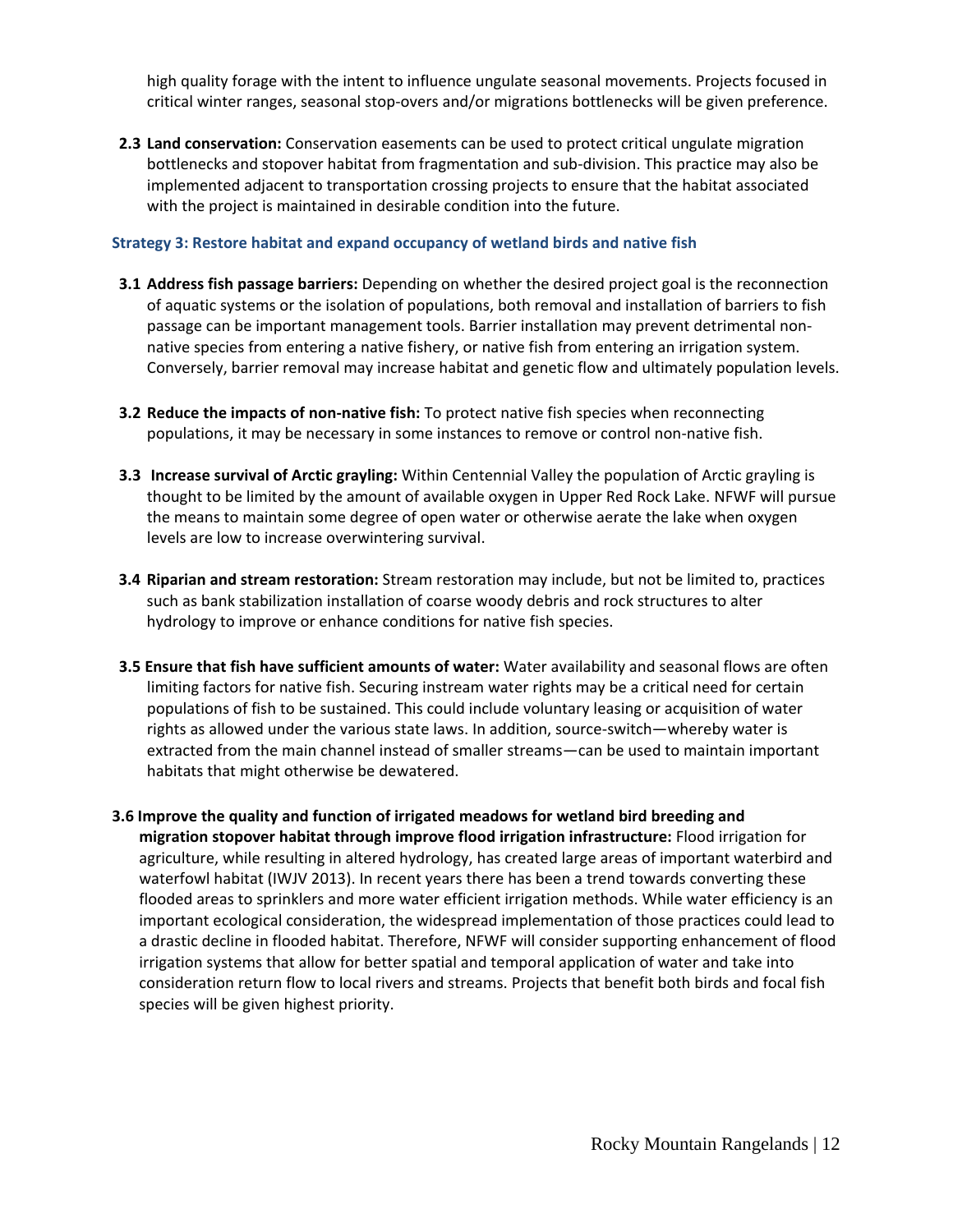high quality forage with the intent to influence ungulate seasonal movements. Projects focused in critical winter ranges, seasonal stop-overs and/or migrations bottlenecks will be given preference.

**2.3 Land conservation:** Conservation easements can be used to protect critical ungulate migration bottlenecks and stopover habitat from fragmentation and sub-division. This practice may also be implemented adjacent to transportation crossing projects to ensure that the habitat associated with the project is maintained in desirable condition into the future.

### Strategy 3: Restore habitat and expand occupancy of wetland birds and native fish

**3.1 Address fish passage barriers:** Depending on whether the desired project goal is the reconnection of aquatic systems or the isolation of populations, both removal and installation of barriers to fish passage can be important management tools. Barrier installation may prevent detrimental non-native species from entering a native fishery, or native fish from entering an irrigation system. Conversely, barrier removal may increase habitat and genetic flow and ultimately population levels.

**3.2 Reduce the impacts of non-native fish:** To protect native fish species when reconnecting populations, it may be necessary in some instances to remove or control non-native fish.

**3.3 Increase survival of Arctic grayling:** Within Centennial Valley the population of Arctic grayling is thought to be limited by the amount of available oxygen in Upper Red Rock Lake. NFWF will pursue the means to maintain some degree of open water or otherwise aerate the lake when oxygen levels are low to increase overwintering survival.

**3.4 Riparian and stream restoration:** Stream restoration may include, but not be limited to, practices such as bank stabilization installation of coarse woody debris and rock structures to alter hydrology to improve or enhance conditions for native fish species.

**3.5 Ensure that fish have sufficient amounts of water:** Water availability and seasonal flows are often limiting factors for native fish. Securing instream water rights may be a critical need for certain populations of fish to be sustained. This could include voluntary leasing or acquisition of water rights as allowed under the various state laws. In addition, source-switch—whereby water is extracted from the main channel instead of smaller streams—can be used to maintain important habitats that might otherwise be dewatered.

**3.6 Improve the quality and function of irrigated meadows for wetland bird breeding and migration stopover habitat through improve flood irrigation infrastructure:** Flood irrigation for agriculture, while resulting in altered hydrology, has created large areas of important waterbird and waterfowl habitat (IWJV 2013). In recent years there has been a trend towards converting these flooded areas to sprinklers and more water efficient irrigation methods. While water efficiency is an important ecological consideration, the widespread implementation of those practices could lead to a drastic decline in flooded habitat. Therefore, NFWF will consider supporting enhancement of flood irrigation systems that allow for better spatial and temporal application of water and take into consideration return flow to local rivers and streams. Projects that benefit both birds and focal fish species will be given highest priority.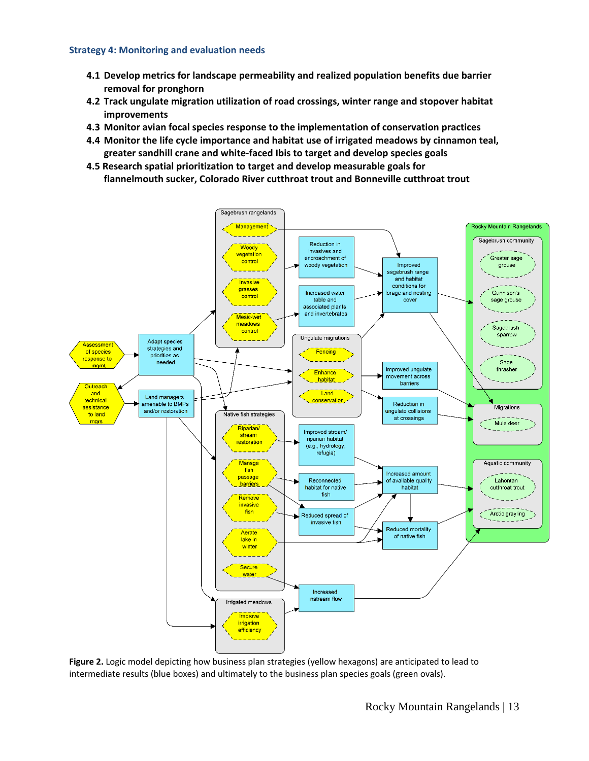### Strategy 4: Monitoring and evaluation needs

- **4.1 Develop metrics for landscape permeability and realized population benefits due barrier removal for pronghorn**
- **4.2 Track ungulate migration utilization of road crossings, winter range and stopover habitat improvements**
- **4.3 Monitor avian focal species response to the implementation of conservation practices**
- **4.4 Monitor the life cycle importance and habitat use of irrigated meadows by cinnamon teal, greater sandhill crane and white-faced Ibis to target and develop species goals**
- **4.5 Research spatial prioritization to target and develop measurable goals for flannelmouth sucker, Colorado River cutthroat trout and Bonneville cutthroat trout**

**Figure 2.** Logic model depicting how business plan strategies (yellow hexagons) are anticipated to lead to intermediate results (blue boxes) and ultimately to the business plan species goals (green ovals).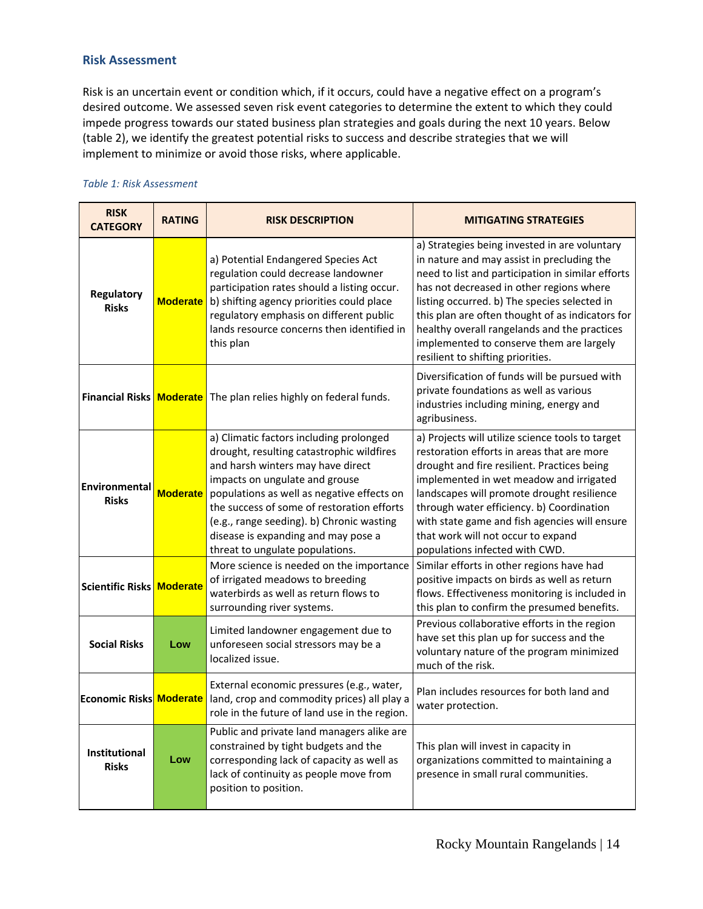## Risk Assessment

Risk is an uncertain event or condition which, if it occurs, could have a negative effect on a program's desired outcome. We assessed seven risk event categories to determine the extent to which they could impede progress towards our stated business plan strategies and goals during the next 10 years. Below (table 2), we identify the greatest potential risks to success and describe strategies that we will implement to minimize or avoid those risks, where applicable.

*Table 1: Risk Assessment*

| RISK CATEGORY | RATING | RISK DESCRIPTION | MITIGATING STRATEGIES |
|---|---|---|---|
| **Regulatory Risks** | **Moderate** | a) Potential Endangered Species Act regulation could decrease landowner participation rates should a listing occur. b) shifting agency priorities could place regulatory emphasis on different public lands resource concerns then identified in this plan | a) Strategies being invested in are voluntary in nature and may assist in precluding the need to list and participation in similar efforts has not decreased in other regions where listing occurred. b) The species selected in this plan are often thought of as indicators for healthy overall rangelands and the practices implemented to conserve them are largely resilient to shifting priorities. |
| **Financial Risks** | **Moderate** | The plan relies highly on federal funds. | Diversification of funds will be pursued with private foundations as well as various industries including mining, energy and agribusiness. |
| **Environmental Risks** | **Moderate** | a) Climatic factors including prolonged drought, resulting catastrophic wildfires and harsh winters may have direct impacts on ungulate and grouse populations as well as negative effects on the success of some of restoration efforts (e.g., range seeding). b) Chronic wasting disease is expanding and may pose a threat to ungulate populations. | a) Projects will utilize science tools to target restoration efforts in areas that are more drought and fire resilient. Practices being implemented in wet meadow and irrigated landscapes will promote drought resilience through water efficiency. b) Coordination with state game and fish agencies will ensure that work will not occur to expand populations infected with CWD. |
| **Scientific Risks** | **Moderate** | More science is needed on the importance of irrigated meadows to breeding waterbirds as well as return flows to surrounding river systems. | Similar efforts in other regions have had positive impacts on birds as well as return flows. Effectiveness monitoring is included in this plan to confirm the presumed benefits. |
| **Social Risks** | **Low** | Limited landowner engagement due to unforeseen social stressors may be a localized issue. | Previous collaborative efforts in the region have set this plan up for success and the voluntary nature of the program minimized much of the risk. |
| **Economic Risks** | **Moderate** | External economic pressures (e.g., water, land, crop and commodity prices) all play a role in the future of land use in the region. | Plan includes resources for both land and water protection. |
| **Institutional Risks** | **Low** | Public and private land managers alike are constrained by tight budgets and the corresponding lack of capacity as well as lack of continuity as people move from position to position. | This plan will invest in capacity in organizations committed to maintaining a presence in small rural communities. |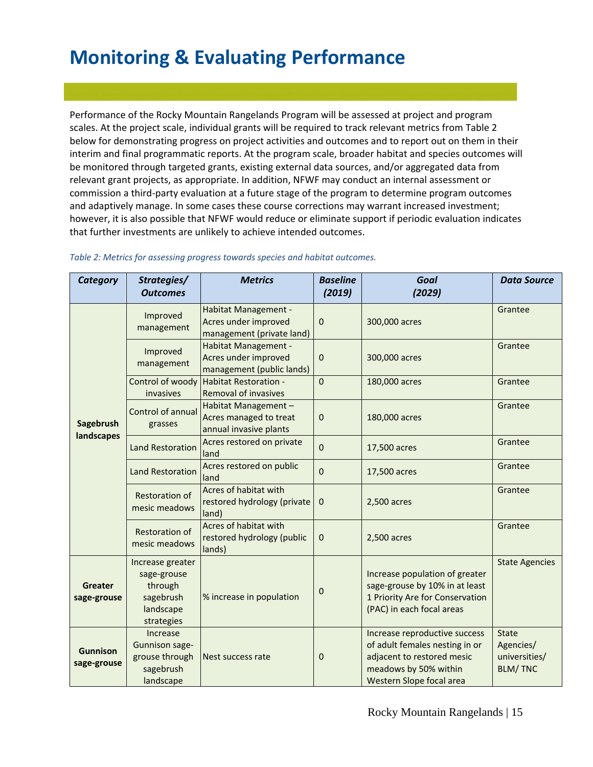# Monitoring & Evaluating Performance

Performance of the Rocky Mountain Rangelands Program will be assessed at project and program scales. At the project scale, individual grants will be required to track relevant metrics from Table 2 below for demonstrating progress on project activities and outcomes and to report out on them in their interim and final programmatic reports. At the program scale, broader habitat and species outcomes will be monitored through targeted grants, existing external data sources, and/or aggregated data from relevant grant projects, as appropriate. In addition, NFWF may conduct an internal assessment or commission a third-party evaluation at a future stage of the program to determine program outcomes and adaptively manage. In some cases these course corrections may warrant increased investment; however, it is also possible that NFWF would reduce or eliminate support if periodic evaluation indicates that further investments are unlikely to achieve intended outcomes.

*Table 2: Metrics for assessing progress towards species and habitat outcomes.*

| Category | Strategies/ Outcomes | Metrics | Baseline (2019) | Goal (2029) | Data Source |
|---|---|---|---|---|---|
| Sagebrush landscapes | Improved management | Habitat Management - Acres under improved management (private land) | 0 | 300,000 acres | Grantee |
| | Improved management | Habitat Management - Acres under improved management (public lands) | 0 | 300,000 acres | Grantee |
| | Control of woody invasives | Habitat Restoration - Removal of invasives | 0 | 180,000 acres | Grantee |
| | Control of annual grasses | Habitat Management – Acres managed to treat annual invasive plants | 0 | 180,000 acres | Grantee |
| | Land Restoration | Acres restored on private land | 0 | 17,500 acres | Grantee |
| | Land Restoration | Acres restored on public land | 0 | 17,500 acres | Grantee |
| | Restoration of mesic meadows | Acres of habitat with restored hydrology (private land) | 0 | 2,500 acres | Grantee |
| | Restoration of mesic meadows | Acres of habitat with restored hydrology (public lands) | 0 | 2,500 acres | Grantee |
| Greater sage-grouse | Increase greater sage-grouse through sagebrush landscape strategies | % increase in population | 0 | Increase population of greater sage-grouse by 10% in at least 1 Priority Are for Conservation (PAC) in each focal areas | State Agencies |
| Gunnison sage-grouse | Increase Gunnison sage-grouse through sagebrush landscape | Nest success rate | 0 | Increase reproductive success of adult females nesting in or adjacent to restored mesic meadows by 50% within Western Slope focal area | State Agencies/ universities/ BLM/ TNC |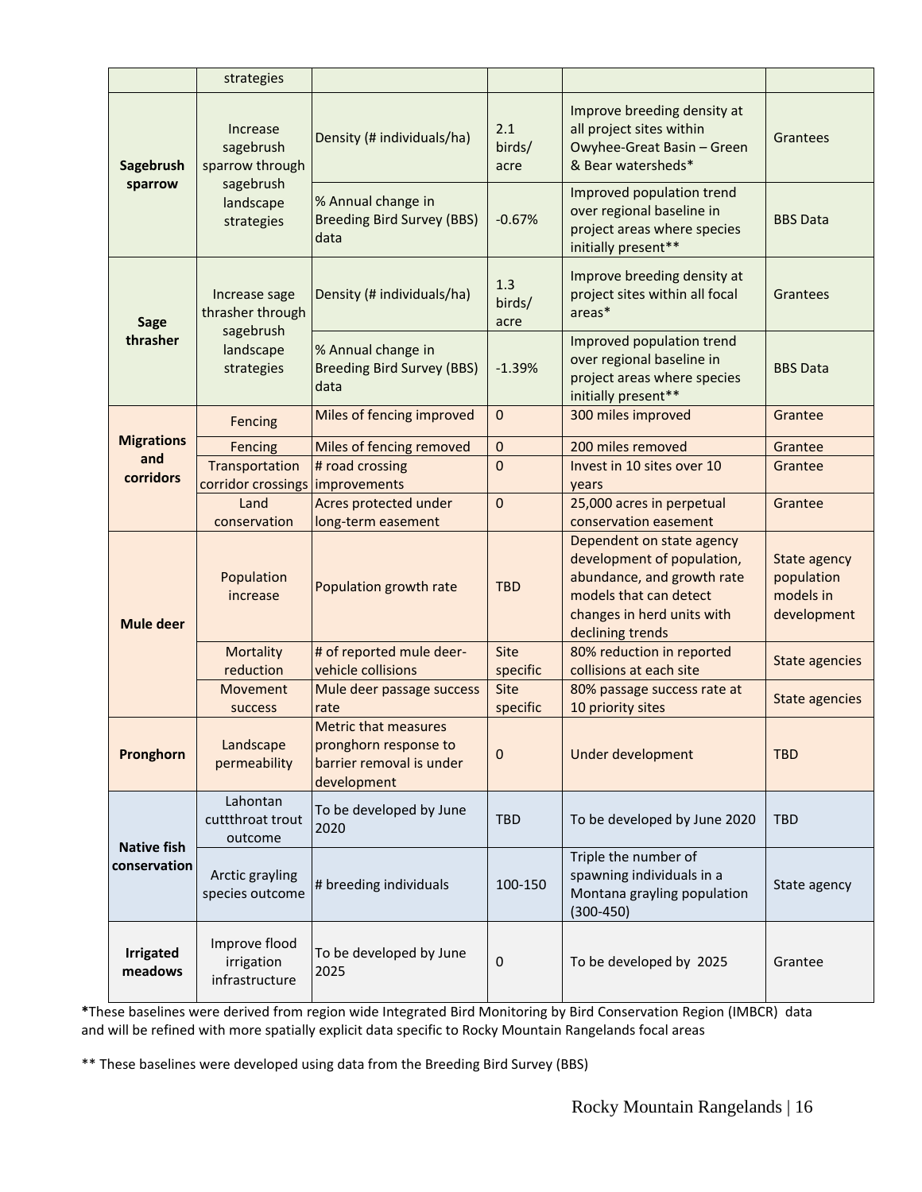| | strategies | | | | |
|---|---|---|---|---|---|
| **Sagebrush sparrow** | Increase sagebrush sparrow through sagebrush landscape strategies | Density (# individuals/ha) | 2.1 birds/ acre | Improve breeding density at all project sites within Owyhee-Great Basin – Green & Bear watersheds* | Grantees |
| | | % Annual change in Breeding Bird Survey (BBS) data | -0.67% | Improved population trend over regional baseline in project areas where species initially present** | BBS Data |
| **Sage thrasher** | Increase sage thrasher through sagebrush landscape strategies | Density (# individuals/ha) | 1.3 birds/ acre | Improve breeding density at project sites within all focal areas* | Grantees |
| | | % Annual change in Breeding Bird Survey (BBS) data | -1.39% | Improved population trend over regional baseline in project areas where species initially present** | BBS Data |
| **Migrations and corridors** | Fencing | Miles of fencing improved | 0 | 300 miles improved | Grantee |
| | Fencing | Miles of fencing removed | 0 | 200 miles removed | Grantee |
| | Transportation corridor crossings | # road crossing improvements | 0 | Invest in 10 sites over 10 years | Grantee |
| | Land conservation | Acres protected under long-term easement | 0 | 25,000 acres in perpetual conservation easement | Grantee |
| **Mule deer** | Population increase | Population growth rate | TBD | Dependent on state agency development of population, abundance, and growth rate models that can detect changes in herd units with declining trends | State agency population models in development |
| | Mortality reduction | # of reported mule deer-vehicle collisions | Site specific | 80% reduction in reported collisions at each site | State agencies |
| | Movement success | Mule deer passage success rate | Site specific | 80% passage success rate at 10 priority sites | State agencies |
| **Pronghorn** | Landscape permeability | Metric that measures pronghorn response to barrier removal is under development | 0 | Under development | TBD |
| **Native fish conservation** | Lahontan cuttthroat trout outcome | To be developed by June 2020 | TBD | To be developed by June 2020 | TBD |
| | Arctic grayling species outcome | # breeding individuals | 100-150 | Triple the number of spawning individuals in a Montana grayling population (300-450) | State agency |
| **Irrigated meadows** | Improve flood irrigation infrastructure | To be developed by June 2025 | 0 | To be developed by 2025 | Grantee |

*These baselines were derived from region wide Integrated Bird Monitoring by Bird Conservation Region (IMBCR) data and will be refined with more spatially explicit data specific to Rocky Mountain Rangelands focal areas

** These baselines were developed using data from the Breeding Bird Survey (BBS)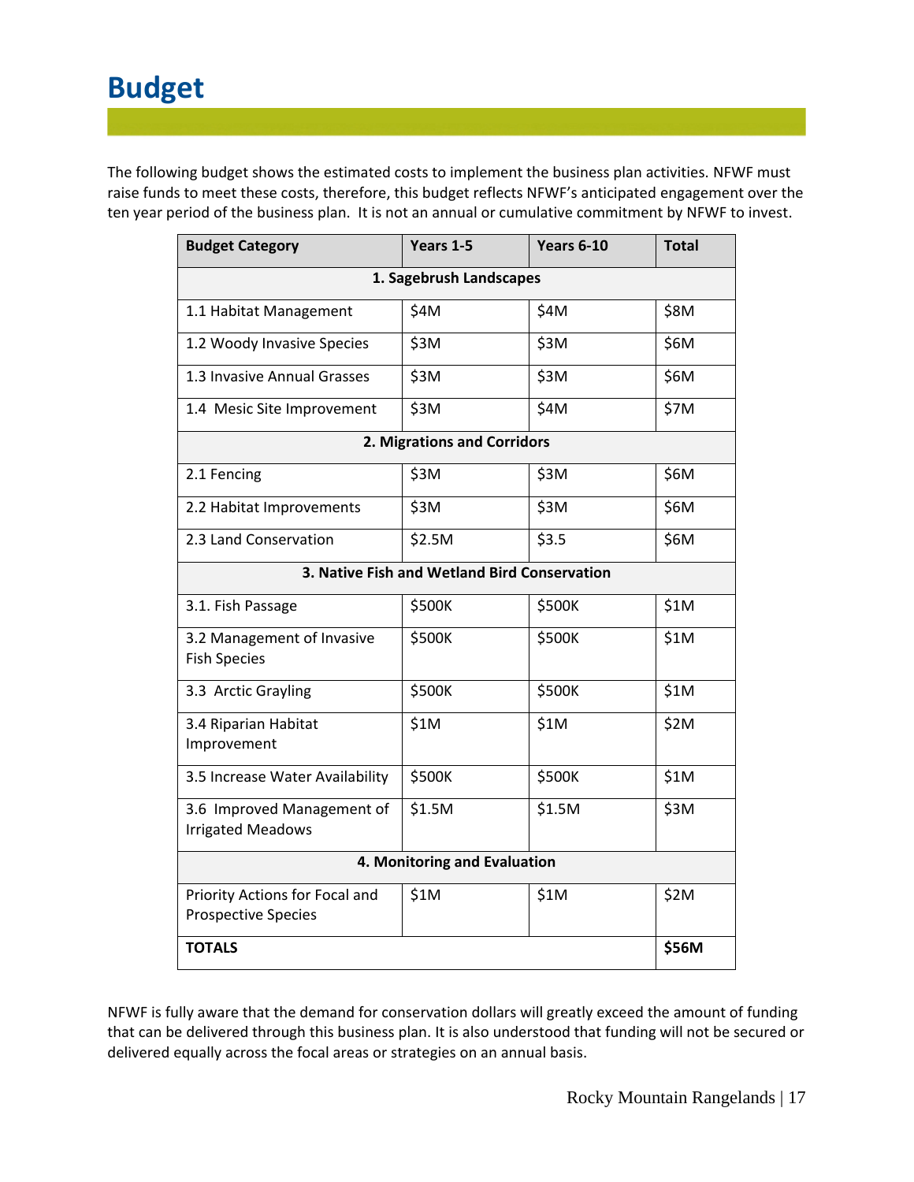# Budget

The following budget shows the estimated costs to implement the business plan activities. NFWF must raise funds to meet these costs, therefore, this budget reflects NFWF's anticipated engagement over the ten year period of the business plan. It is not an annual or cumulative commitment by NFWF to invest.

| Budget Category | Years 1-5 | Years 6-10 | Total |
|---|---|---|---|
| **1. Sagebrush Landscapes** | | | |
| 1.1 Habitat Management | $4M | $4M | $8M |
| 1.2 Woody Invasive Species | $3M | $3M | $6M |
| 1.3 Invasive Annual Grasses | $3M | $3M | $6M |
| 1.4 Mesic Site Improvement | $3M | $4M | $7M |
| **2. Migrations and Corridors** | | | |
| 2.1 Fencing | $3M | $3M | $6M |
| 2.2 Habitat Improvements | $3M | $3M | $6M |
| 2.3 Land Conservation | $2.5M | $3.5 | $6M |
| **3. Native Fish and Wetland Bird Conservation** | | | |
| 3.1. Fish Passage | $500K | $500K | $1M |
| 3.2 Management of Invasive Fish Species | $500K | $500K | $1M |
| 3.3 Arctic Grayling | $500K | $500K | $1M |
| 3.4 Riparian Habitat Improvement | $1M | $1M | $2M |
| 3.5 Increase Water Availability | $500K | $500K | $1M |
| 3.6 Improved Management of Irrigated Meadows | $1.5M | $1.5M | $3M |
| **4. Monitoring and Evaluation** | | | |
| Priority Actions for Focal and Prospective Species | $1M | $1M | $2M |
| **TOTALS** | | | **$56M** |

NFWF is fully aware that the demand for conservation dollars will greatly exceed the amount of funding that can be delivered through this business plan. It is also understood that funding will not be secured or delivered equally across the focal areas or strategies on an annual basis.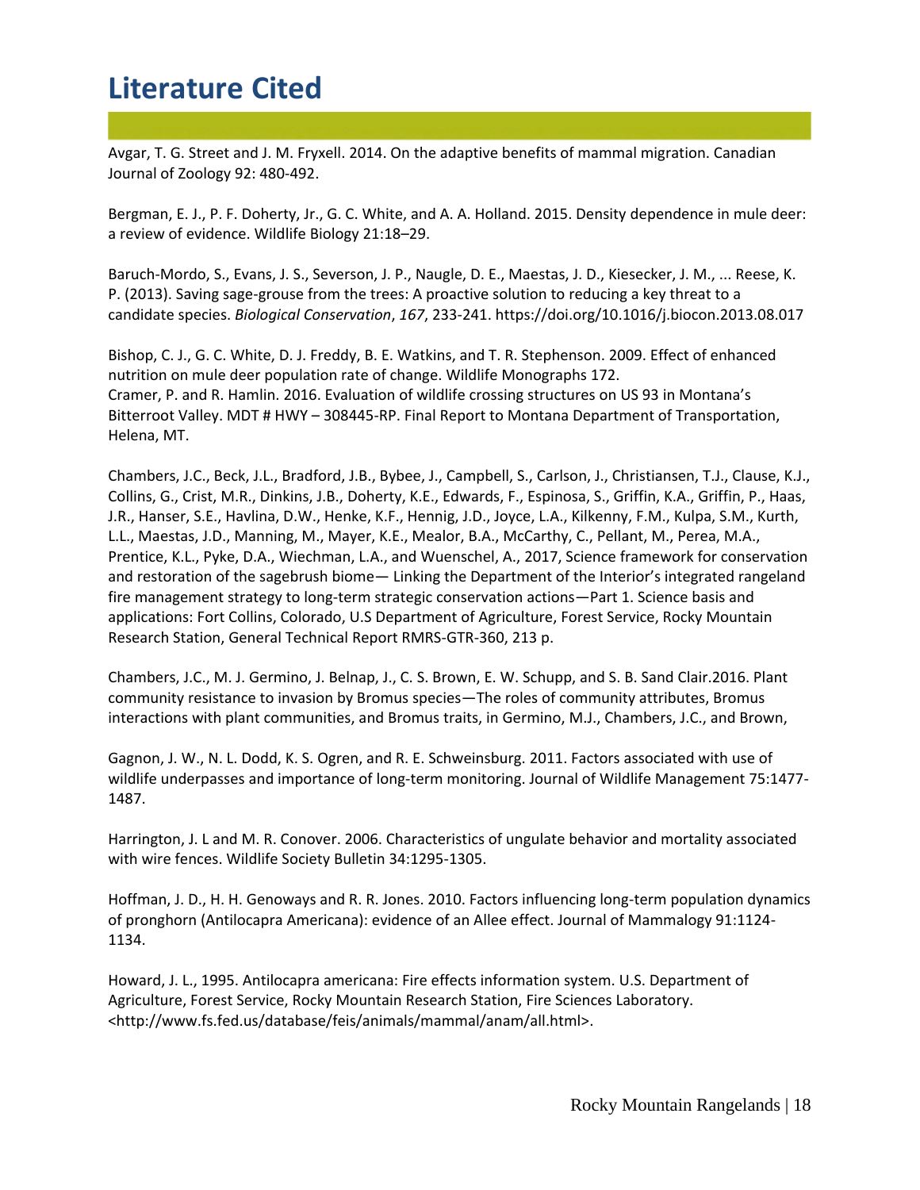# Literature Cited

Avgar, T. G. Street and J. M. Fryxell. 2014. On the adaptive benefits of mammal migration. Canadian Journal of Zoology 92: 480-492.

Bergman, E. J., P. F. Doherty, Jr., G. C. White, and A. A. Holland. 2015. Density dependence in mule deer: a review of evidence. Wildlife Biology 21:18–29.

Baruch-Mordo, S., Evans, J. S., Severson, J. P., Naugle, D. E., Maestas, J. D., Kiesecker, J. M., ... Reese, K. P. (2013). Saving sage-grouse from the trees: A proactive solution to reducing a key threat to a candidate species. *Biological Conservation*, *167*, 233-241. https://doi.org/10.1016/j.biocon.2013.08.017

Bishop, C. J., G. C. White, D. J. Freddy, B. E. Watkins, and T. R. Stephenson. 2009. Effect of enhanced nutrition on mule deer population rate of change. Wildlife Monographs 172.
Cramer, P. and R. Hamlin. 2016. Evaluation of wildlife crossing structures on US 93 in Montana's Bitterroot Valley. MDT # HWY – 308445-RP. Final Report to Montana Department of Transportation, Helena, MT.

Chambers, J.C., Beck, J.L., Bradford, J.B., Bybee, J., Campbell, S., Carlson, J., Christiansen, T.J., Clause, K.J., Collins, G., Crist, M.R., Dinkins, J.B., Doherty, K.E., Edwards, F., Espinosa, S., Griffin, K.A., Griffin, P., Haas, J.R., Hanser, S.E., Havlina, D.W., Henke, K.F., Hennig, J.D., Joyce, L.A., Kilkenny, F.M., Kulpa, S.M., Kurth, L.L., Maestas, J.D., Manning, M., Mayer, K.E., Mealor, B.A., McCarthy, C., Pellant, M., Perea, M.A., Prentice, K.L., Pyke, D.A., Wiechman, L.A., and Wuenschel, A., 2017, Science framework for conservation and restoration of the sagebrush biome— Linking the Department of the Interior's integrated rangeland fire management strategy to long-term strategic conservation actions—Part 1. Science basis and applications: Fort Collins, Colorado, U.S Department of Agriculture, Forest Service, Rocky Mountain Research Station, General Technical Report RMRS-GTR-360, 213 p.

Chambers, J.C., M. J. Germino, J. Belnap, J., C. S. Brown, E. W. Schupp, and S. B. Sand Clair.2016. Plant community resistance to invasion by Bromus species—The roles of community attributes, Bromus interactions with plant communities, and Bromus traits, in Germino, M.J., Chambers, J.C., and Brown,

Gagnon, J. W., N. L. Dodd, K. S. Ogren, and R. E. Schweinsburg. 2011. Factors associated with use of wildlife underpasses and importance of long-term monitoring. Journal of Wildlife Management 75:1477-1487.

Harrington, J. L and M. R. Conover. 2006. Characteristics of ungulate behavior and mortality associated with wire fences. Wildlife Society Bulletin 34:1295-1305.

Hoffman, J. D., H. H. Genoways and R. R. Jones. 2010. Factors influencing long-term population dynamics of pronghorn (Antilocapra Americana): evidence of an Allee effect. Journal of Mammalogy 91:1124-1134.

Howard, J. L., 1995. Antilocapra americana: Fire effects information system. U.S. Department of Agriculture, Forest Service, Rocky Mountain Research Station, Fire Sciences Laboratory. <http://www.fs.fed.us/database/feis/animals/mammal/anam/all.html>.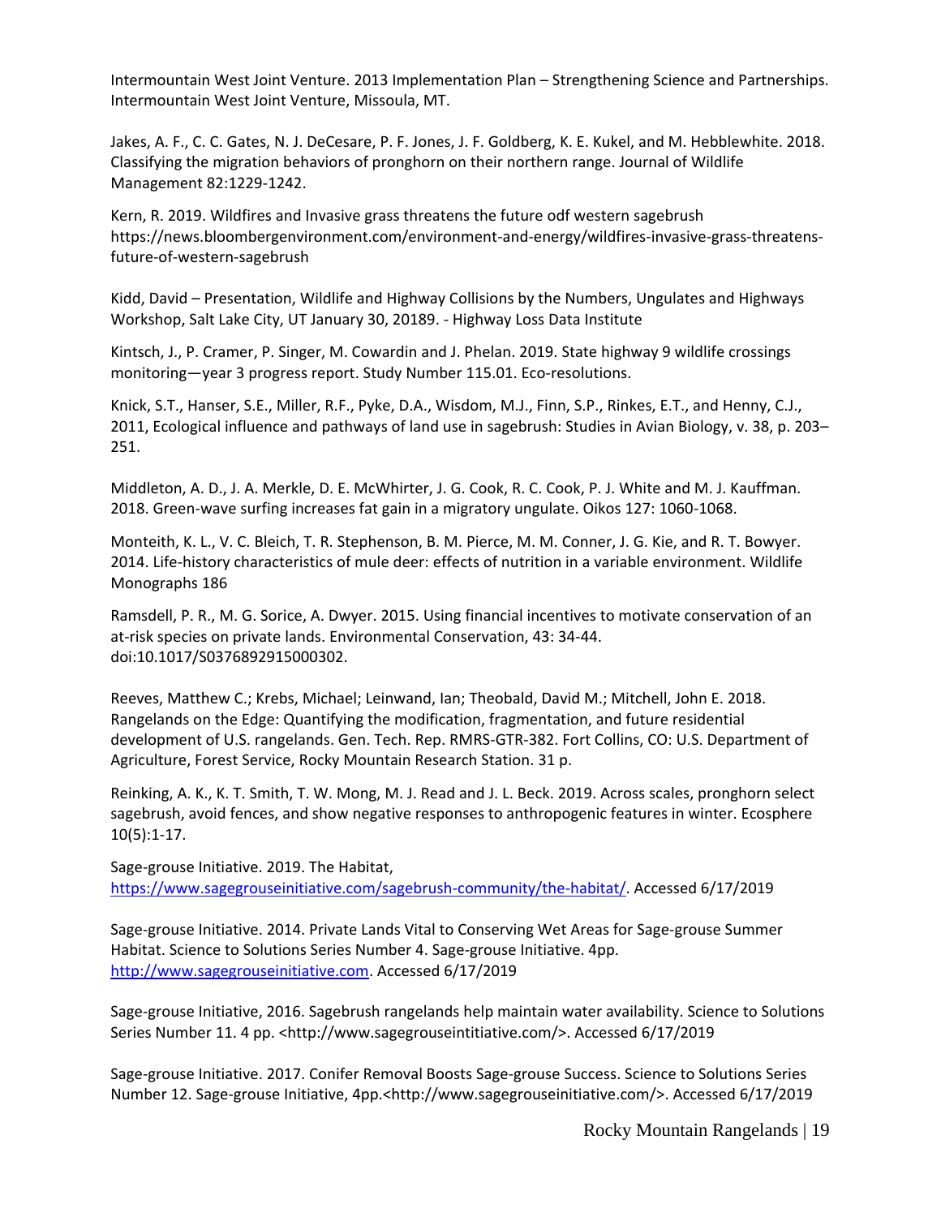Intermountain West Joint Venture. 2013 Implementation Plan – Strengthening Science and Partnerships. Intermountain West Joint Venture, Missoula, MT.

Jakes, A. F., C. C. Gates, N. J. DeCesare, P. F. Jones, J. F. Goldberg, K. E. Kukel, and M. Hebblewhite. 2018. Classifying the migration behaviors of pronghorn on their northern range. Journal of Wildlife Management 82:1229-1242.

Kern, R. 2019. Wildfires and Invasive grass threatens the future odf western sagebrush https://news.bloombergenvironment.com/environment-and-energy/wildfires-invasive-grass-threatens-future-of-western-sagebrush

Kidd, David – Presentation, Wildlife and Highway Collisions by the Numbers, Ungulates and Highways Workshop, Salt Lake City, UT January 30, 20189. - Highway Loss Data Institute

Kintsch, J., P. Cramer, P. Singer, M. Cowardin and J. Phelan. 2019. State highway 9 wildlife crossings monitoring—year 3 progress report. Study Number 115.01. Eco-resolutions.

Knick, S.T., Hanser, S.E., Miller, R.F., Pyke, D.A., Wisdom, M.J., Finn, S.P., Rinkes, E.T., and Henny, C.J., 2011, Ecological influence and pathways of land use in sagebrush: Studies in Avian Biology, v. 38, p. 203–251.

Middleton, A. D., J. A. Merkle, D. E. McWhirter, J. G. Cook, R. C. Cook, P. J. White and M. J. Kauffman. 2018. Green-wave surfing increases fat gain in a migratory ungulate. Oikos 127: 1060-1068.

Monteith, K. L., V. C. Bleich, T. R. Stephenson, B. M. Pierce, M. M. Conner, J. G. Kie, and R. T. Bowyer. 2014. Life-history characteristics of mule deer: effects of nutrition in a variable environment. Wildlife Monographs 186

Ramsdell, P. R., M. G. Sorice, A. Dwyer. 2015. Using financial incentives to motivate conservation of an at-risk species on private lands. Environmental Conservation, 43: 34-44. doi:10.1017/S0376892915000302.

Reeves, Matthew C.; Krebs, Michael; Leinwand, Ian; Theobald, David M.; Mitchell, John E. 2018. Rangelands on the Edge: Quantifying the modification, fragmentation, and future residential development of U.S. rangelands. Gen. Tech. Rep. RMRS-GTR-382. Fort Collins, CO: U.S. Department of Agriculture, Forest Service, Rocky Mountain Research Station. 31 p.

Reinking, A. K., K. T. Smith, T. W. Mong, M. J. Read and J. L. Beck. 2019. Across scales, pronghorn select sagebrush, avoid fences, and show negative responses to anthropogenic features in winter. Ecosphere 10(5):1-17.

Sage-grouse Initiative. 2019. The Habitat, https://www.sagegrouseinitiative.com/sagebrush-community/the-habitat/. Accessed 6/17/2019

Sage-grouse Initiative. 2014. Private Lands Vital to Conserving Wet Areas for Sage-grouse Summer Habitat. Science to Solutions Series Number 4. Sage-grouse Initiative. 4pp. http://www.sagegrouseinitiative.com. Accessed 6/17/2019

Sage-grouse Initiative, 2016. Sagebrush rangelands help maintain water availability. Science to Solutions Series Number 11. 4 pp. <http://www.sagegrouseintitiative.com/>. Accessed 6/17/2019

Sage-grouse Initiative. 2017. Conifer Removal Boosts Sage-grouse Success. Science to Solutions Series Number 12. Sage-grouse Initiative, 4pp.<http://www.sagegrouseinitiative.com/>. Accessed 6/17/2019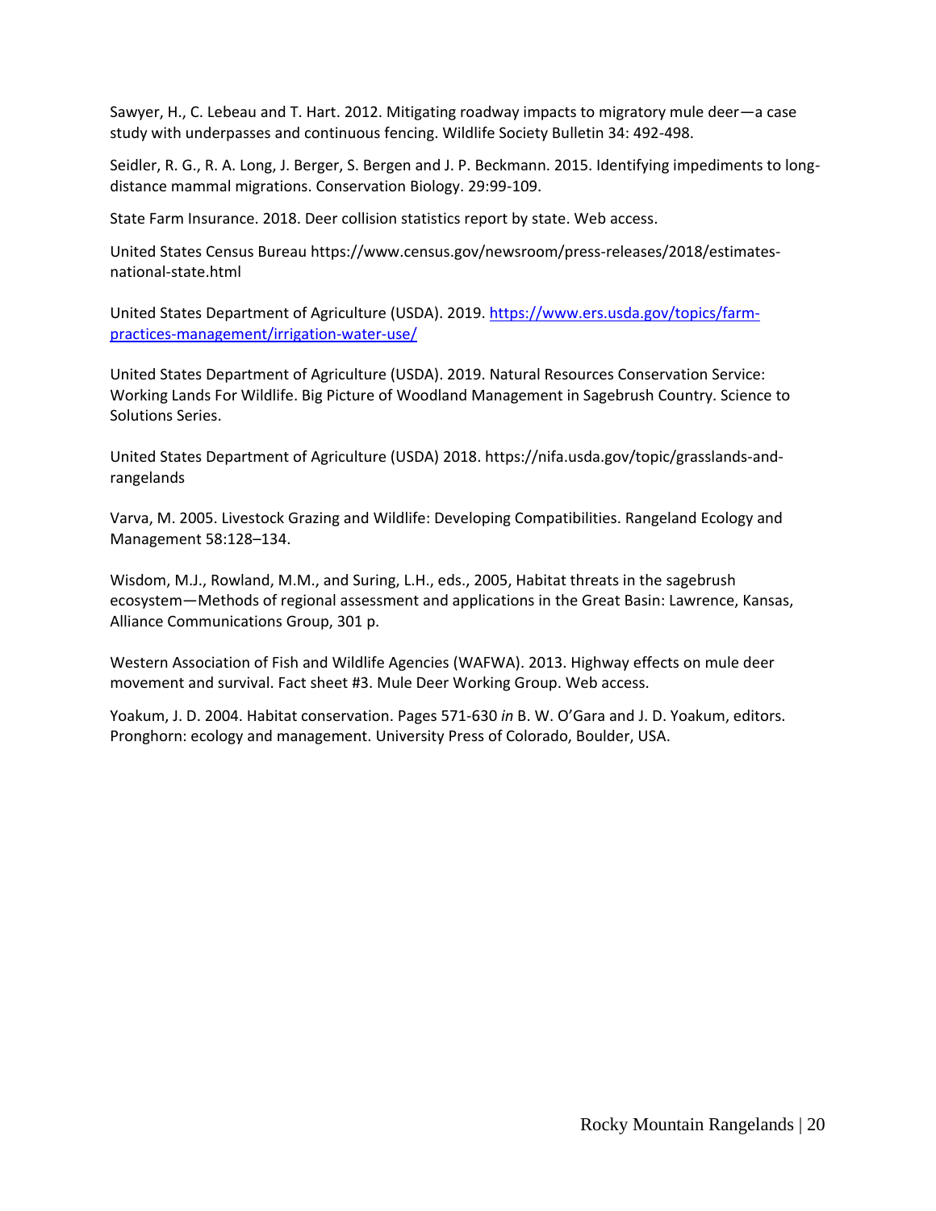Sawyer, H., C. Lebeau and T. Hart. 2012. Mitigating roadway impacts to migratory mule deer—a case study with underpasses and continuous fencing. Wildlife Society Bulletin 34: 492-498.

Seidler, R. G., R. A. Long, J. Berger, S. Bergen and J. P. Beckmann. 2015. Identifying impediments to long-distance mammal migrations. Conservation Biology. 29:99-109.

State Farm Insurance. 2018. Deer collision statistics report by state. Web access.

United States Census Bureau https://www.census.gov/newsroom/press-releases/2018/estimates-national-state.html

United States Department of Agriculture (USDA). 2019. [https://www.ers.usda.gov/topics/farm-practices-management/irrigation-water-use/](https://www.ers.usda.gov/topics/farm-practices-management/irrigation-water-use/)

United States Department of Agriculture (USDA). 2019. Natural Resources Conservation Service: Working Lands For Wildlife. Big Picture of Woodland Management in Sagebrush Country. Science to Solutions Series.

United States Department of Agriculture (USDA) 2018. https://nifa.usda.gov/topic/grasslands-and-rangelands

Varva, M. 2005. Livestock Grazing and Wildlife: Developing Compatibilities. Rangeland Ecology and Management 58:128–134.

Wisdom, M.J., Rowland, M.M., and Suring, L.H., eds., 2005, Habitat threats in the sagebrush ecosystem—Methods of regional assessment and applications in the Great Basin: Lawrence, Kansas, Alliance Communications Group, 301 p.

Western Association of Fish and Wildlife Agencies (WAFWA). 2013. Highway effects on mule deer movement and survival. Fact sheet #3. Mule Deer Working Group. Web access.

Yoakum, J. D. 2004. Habitat conservation. Pages 571-630 *in* B. W. O'Gara and J. D. Yoakum, editors. Pronghorn: ecology and management. University Press of Colorado, Boulder, USA.